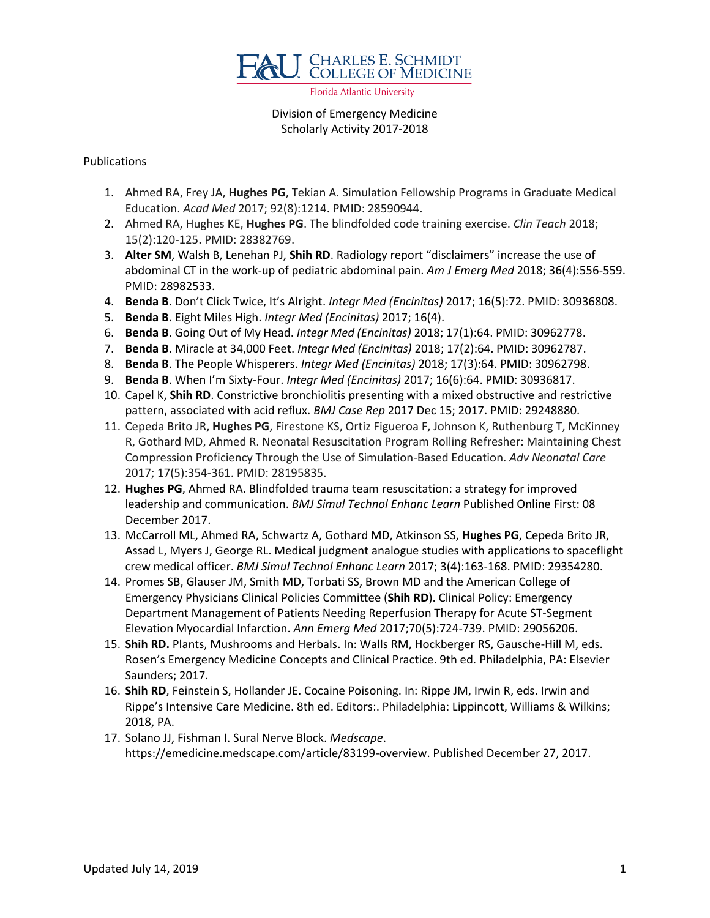# FAU Charles E. Schmidt College of Medicine

Florida Atlantic University

Division of Emergency Medicine
Scholarly Activity 2017-2018

Publications

1. Ahmed RA, Frey JA, **Hughes PG**, Tekian A. Simulation Fellowship Programs in Graduate Medical Education. *Acad Med* 2017; 92(8):1214. PMID: 28590944.
2. Ahmed RA, Hughes KE, **Hughes PG**. The blindfolded code training exercise. *Clin Teach* 2018; 15(2):120-125. PMID: 28382769.
3. **Alter SM**, Walsh B, Lenehan PJ, **Shih RD**. Radiology report "disclaimers" increase the use of abdominal CT in the work-up of pediatric abdominal pain. *Am J Emerg Med* 2018; 36(4):556-559. PMID: 28982533.
4. **Benda B**. Don't Click Twice, It's Alright. *Integr Med (Encinitas)* 2017; 16(5):72. PMID: 30936808.
5. **Benda B**. Eight Miles High. *Integr Med (Encinitas)* 2017; 16(4).
6. **Benda B**. Going Out of My Head. *Integr Med (Encinitas)* 2018; 17(1):64. PMID: 30962778.
7. **Benda B**. Miracle at 34,000 Feet. *Integr Med (Encinitas)* 2018; 17(2):64. PMID: 30962787.
8. **Benda B**. The People Whisperers. *Integr Med (Encinitas)* 2018; 17(3):64. PMID: 30962798.
9. **Benda B**. When I'm Sixty-Four. *Integr Med (Encinitas)* 2017; 16(6):64. PMID: 30936817.
10. Capel K, **Shih RD**. Constrictive bronchiolitis presenting with a mixed obstructive and restrictive pattern, associated with acid reflux. *BMJ Case Rep* 2017 Dec 15; 2017. PMID: 29248880.
11. Cepeda Brito JR, **Hughes PG**, Firestone KS, Ortiz Figueroa F, Johnson K, Ruthenburg T, McKinney R, Gothard MD, Ahmed R. Neonatal Resuscitation Program Rolling Refresher: Maintaining Chest Compression Proficiency Through the Use of Simulation-Based Education. *Adv Neonatal Care* 2017; 17(5):354-361. PMID: 28195835.
12. **Hughes PG**, Ahmed RA. Blindfolded trauma team resuscitation: a strategy for improved leadership and communication. *BMJ Simul Technol Enhanc Learn* Published Online First: 08 December 2017.
13. McCarroll ML, Ahmed RA, Schwartz A, Gothard MD, Atkinson SS, **Hughes PG**, Cepeda Brito JR, Assad L, Myers J, George RL. Medical judgment analogue studies with applications to spaceflight crew medical officer. *BMJ Simul Technol Enhanc Learn* 2017; 3(4):163-168. PMID: 29354280.
14. Promes SB, Glauser JM, Smith MD, Torbati SS, Brown MD and the American College of Emergency Physicians Clinical Policies Committee (**Shih RD**). Clinical Policy: Emergency Department Management of Patients Needing Reperfusion Therapy for Acute ST-Segment Elevation Myocardial Infarction. *Ann Emerg Med* 2017;70(5):724-739. PMID: 29056206.
15. **Shih RD.** Plants, Mushrooms and Herbals. In: Walls RM, Hockberger RS, Gausche-Hill M, eds. Rosen's Emergency Medicine Concepts and Clinical Practice. 9th ed. Philadelphia, PA: Elsevier Saunders; 2017.
16. **Shih RD**, Feinstein S, Hollander JE. Cocaine Poisoning. In: Rippe JM, Irwin R, eds. Irwin and Rippe's Intensive Care Medicine. 8th ed. Editors:. Philadelphia: Lippincott, Williams & Wilkins; 2018, PA.
17. Solano JJ, Fishman I. Sural Nerve Block. *Medscape*. https://emedicine.medscape.com/article/83199-overview. Published December 27, 2017.

Updated July 14, 2019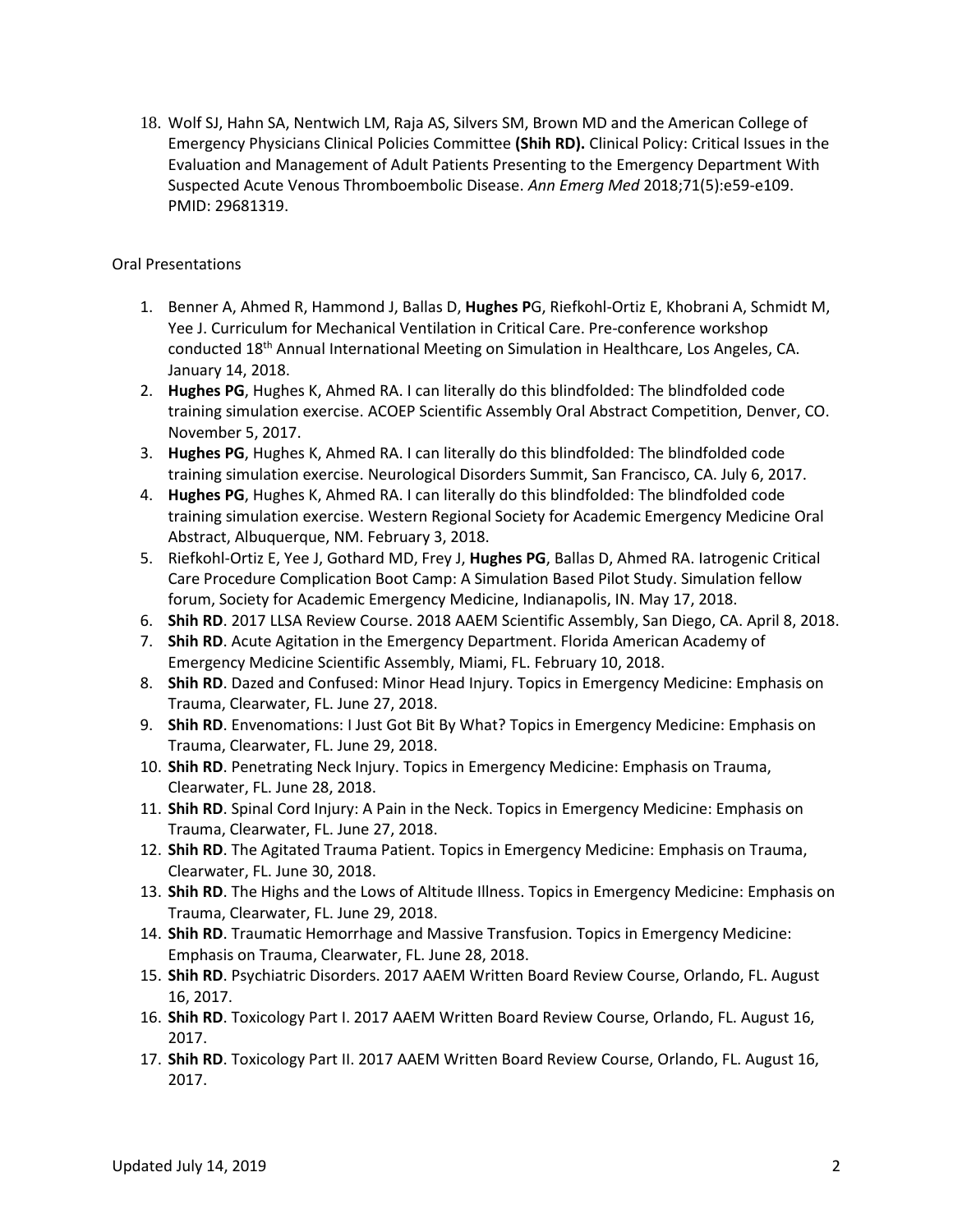18. Wolf SJ, Hahn SA, Nentwich LM, Raja AS, Silvers SM, Brown MD and the American College of Emergency Physicians Clinical Policies Committee **(Shih RD).** Clinical Policy: Critical Issues in the Evaluation and Management of Adult Patients Presenting to the Emergency Department With Suspected Acute Venous Thromboembolic Disease. *Ann Emerg Med* 2018;71(5):e59-e109. PMID: 29681319.

Oral Presentations

1. Benner A, Ahmed R, Hammond J, Ballas D, **Hughes P**G, Riefkohl-Ortiz E, Khobrani A, Schmidt M, Yee J. Curriculum for Mechanical Ventilation in Critical Care. Pre-conference workshop conducted 18th Annual International Meeting on Simulation in Healthcare, Los Angeles, CA. January 14, 2018.
2. **Hughes PG**, Hughes K, Ahmed RA. I can literally do this blindfolded: The blindfolded code training simulation exercise. ACOEP Scientific Assembly Oral Abstract Competition, Denver, CO. November 5, 2017.
3. **Hughes PG**, Hughes K, Ahmed RA. I can literally do this blindfolded: The blindfolded code training simulation exercise. Neurological Disorders Summit, San Francisco, CA. July 6, 2017.
4. **Hughes PG**, Hughes K, Ahmed RA. I can literally do this blindfolded: The blindfolded code training simulation exercise. Western Regional Society for Academic Emergency Medicine Oral Abstract, Albuquerque, NM. February 3, 2018.
5. Riefkohl-Ortiz E, Yee J, Gothard MD, Frey J, **Hughes PG**, Ballas D, Ahmed RA. Iatrogenic Critical Care Procedure Complication Boot Camp: A Simulation Based Pilot Study. Simulation fellow forum, Society for Academic Emergency Medicine, Indianapolis, IN. May 17, 2018.
6. **Shih RD**. 2017 LLSA Review Course. 2018 AAEM Scientific Assembly, San Diego, CA. April 8, 2018.
7. **Shih RD**. Acute Agitation in the Emergency Department. Florida American Academy of Emergency Medicine Scientific Assembly, Miami, FL. February 10, 2018.
8. **Shih RD**. Dazed and Confused: Minor Head Injury. Topics in Emergency Medicine: Emphasis on Trauma, Clearwater, FL. June 27, 2018.
9. **Shih RD**. Envenomations: I Just Got Bit By What? Topics in Emergency Medicine: Emphasis on Trauma, Clearwater, FL. June 29, 2018.
10. **Shih RD**. Penetrating Neck Injury. Topics in Emergency Medicine: Emphasis on Trauma, Clearwater, FL. June 28, 2018.
11. **Shih RD**. Spinal Cord Injury: A Pain in the Neck. Topics in Emergency Medicine: Emphasis on Trauma, Clearwater, FL. June 27, 2018.
12. **Shih RD**. The Agitated Trauma Patient. Topics in Emergency Medicine: Emphasis on Trauma, Clearwater, FL. June 30, 2018.
13. **Shih RD**. The Highs and the Lows of Altitude Illness. Topics in Emergency Medicine: Emphasis on Trauma, Clearwater, FL. June 29, 2018.
14. **Shih RD**. Traumatic Hemorrhage and Massive Transfusion. Topics in Emergency Medicine: Emphasis on Trauma, Clearwater, FL. June 28, 2018.
15. **Shih RD**. Psychiatric Disorders. 2017 AAEM Written Board Review Course, Orlando, FL. August 16, 2017.
16. **Shih RD**. Toxicology Part I. 2017 AAEM Written Board Review Course, Orlando, FL. August 16, 2017.
17. **Shih RD**. Toxicology Part II. 2017 AAEM Written Board Review Course, Orlando, FL. August 16, 2017.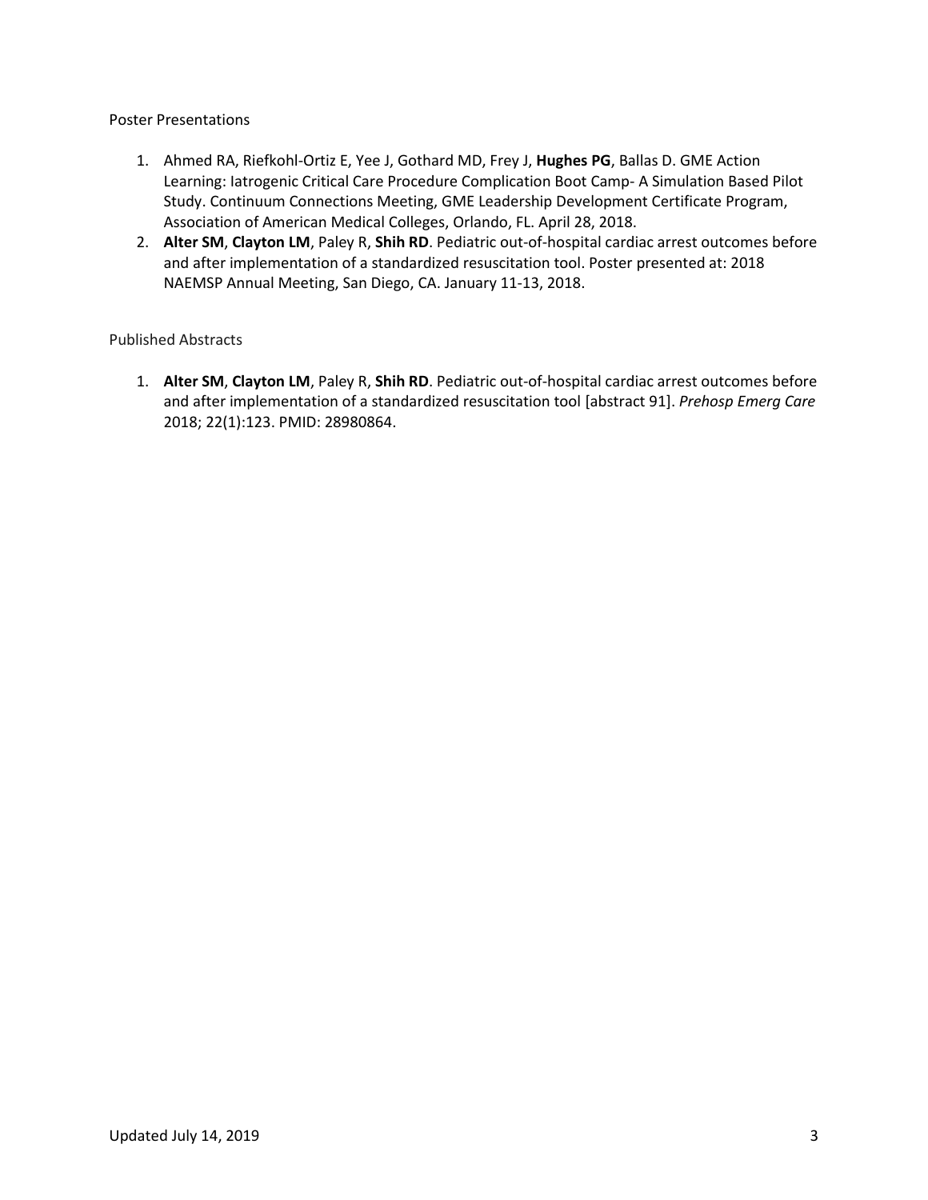Poster Presentations

1. Ahmed RA, Riefkohl-Ortiz E, Yee J, Gothard MD, Frey J, **Hughes PG**, Ballas D. GME Action Learning: Iatrogenic Critical Care Procedure Complication Boot Camp- A Simulation Based Pilot Study. Continuum Connections Meeting, GME Leadership Development Certificate Program, Association of American Medical Colleges, Orlando, FL. April 28, 2018.
2. **Alter SM**, **Clayton LM**, Paley R, **Shih RD**. Pediatric out-of-hospital cardiac arrest outcomes before and after implementation of a standardized resuscitation tool. Poster presented at: 2018 NAEMSP Annual Meeting, San Diego, CA. January 11-13, 2018.

Published Abstracts

1. **Alter SM**, **Clayton LM**, Paley R, **Shih RD**. Pediatric out-of-hospital cardiac arrest outcomes before and after implementation of a standardized resuscitation tool [abstract 91]. *Prehosp Emerg Care* 2018; 22(1):123. PMID: 28980864.

Updated July 14, 2019